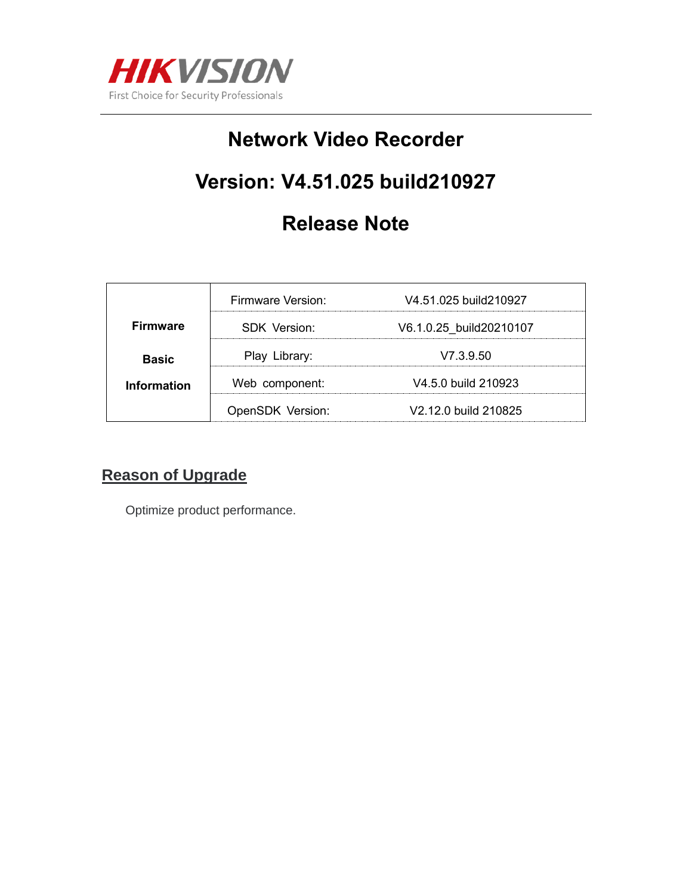HIKVISION

First Choice for Security Professionals

# Network Video Recorder

# Version: V4.51.025 build210927

# Release Note

| Firmware Basic Information | | |
|---|---|---|
| | Firmware Version: | V4.51.025 build210927 |
| | SDK Version: | V6.1.0.25_build20210107 |
| | Play Library: | V7.3.9.50 |
| | Web component: | V4.5.0 build 210923 |
| | OpenSDK Version: | V2.12.0 build 210825 |

## Reason of Upgrade

Optimize product performance.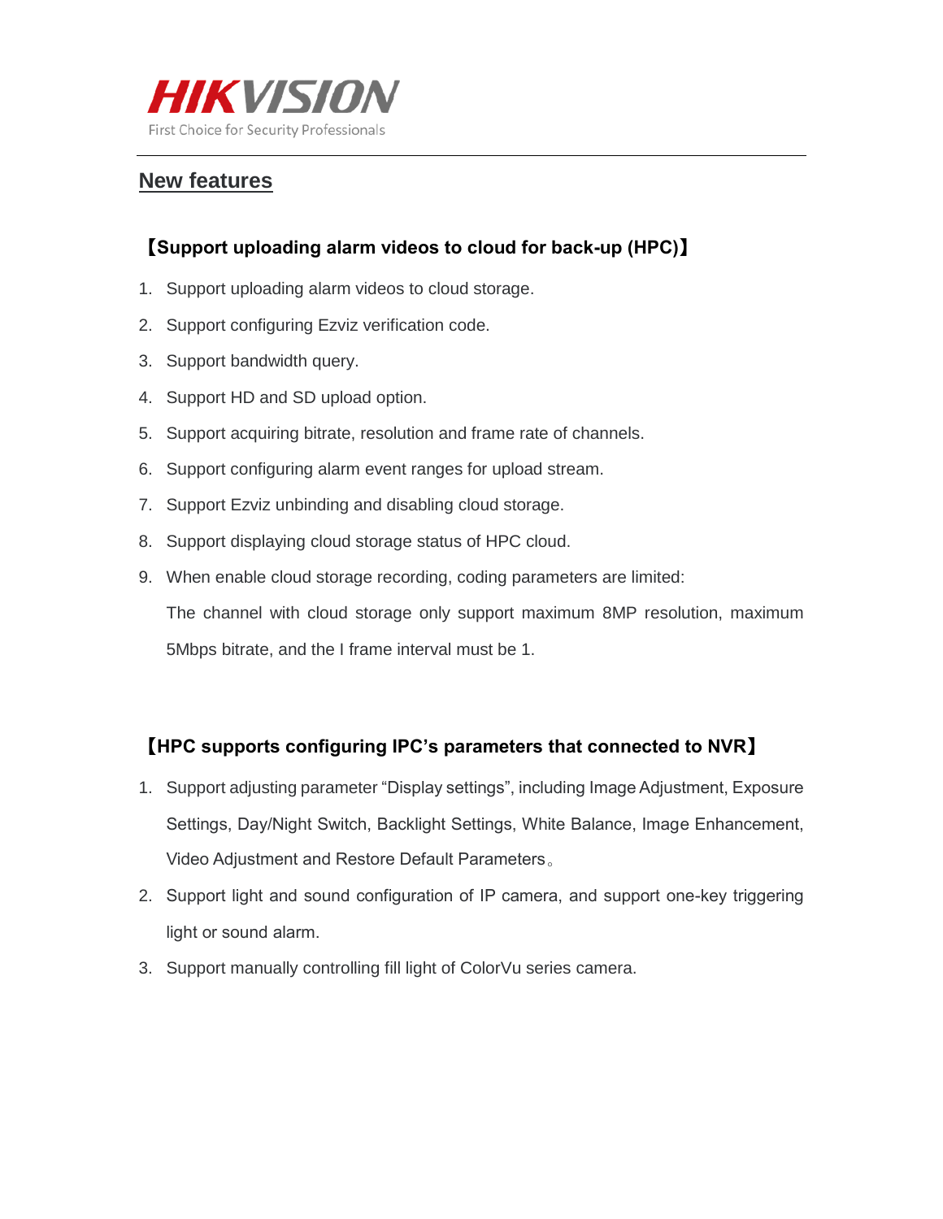## New features

### 【Support uploading alarm videos to cloud for back-up (HPC)】

1. Support uploading alarm videos to cloud storage.
2. Support configuring Ezviz verification code.
3. Support bandwidth query.
4. Support HD and SD upload option.
5. Support acquiring bitrate, resolution and frame rate of channels.
6. Support configuring alarm event ranges for upload stream.
7. Support Ezviz unbinding and disabling cloud storage.
8. Support displaying cloud storage status of HPC cloud.
9. When enable cloud storage recording, coding parameters are limited:

   The channel with cloud storage only support maximum 8MP resolution, maximum 5Mbps bitrate, and the I frame interval must be 1.

### 【HPC supports configuring IPC's parameters that connected to NVR】

1. Support adjusting parameter "Display settings", including Image Adjustment, Exposure Settings, Day/Night Switch, Backlight Settings, White Balance, Image Enhancement, Video Adjustment and Restore Default Parameters。
2. Support light and sound configuration of IP camera, and support one-key triggering light or sound alarm.
3. Support manually controlling fill light of ColorVu series camera.